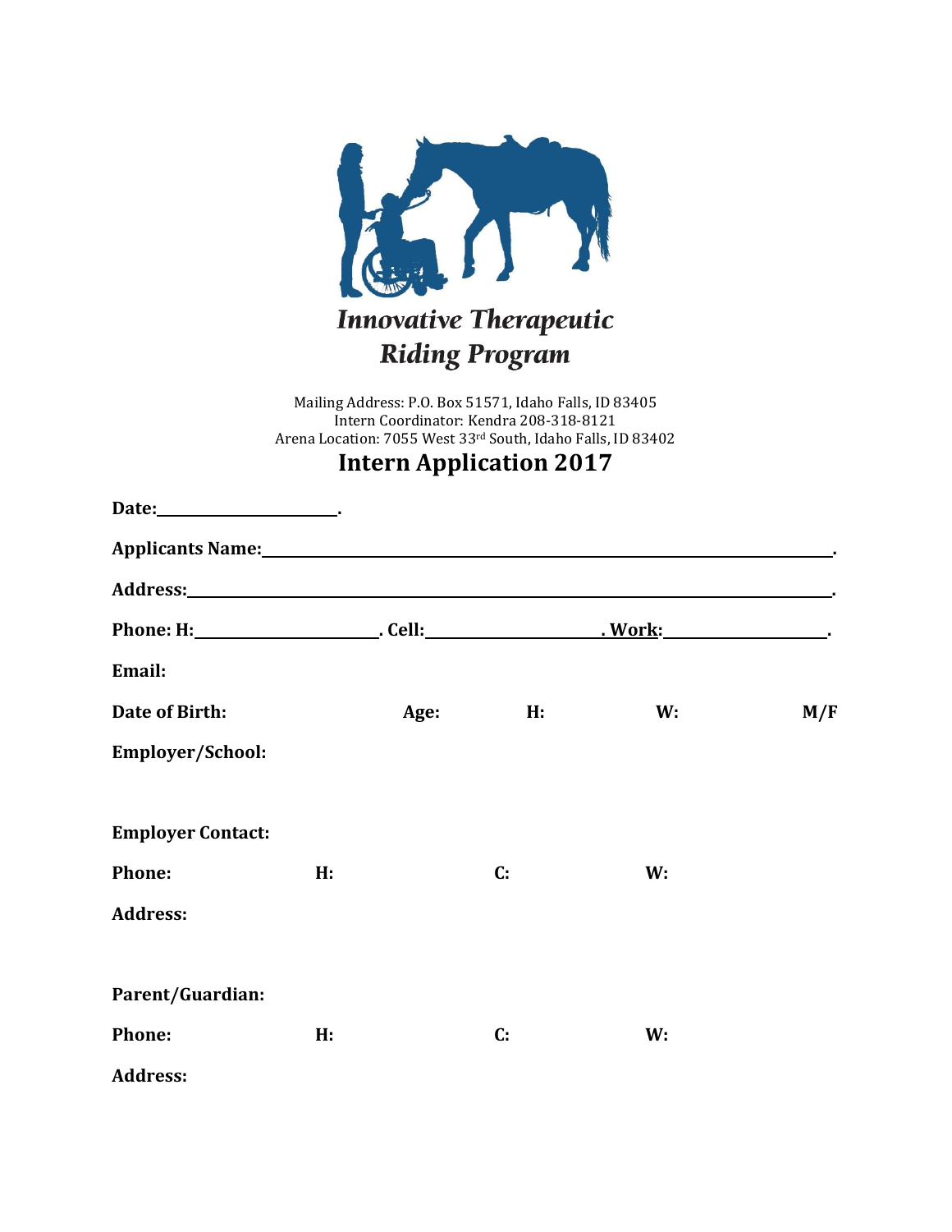# Innovative Therapeutic Riding Program

Mailing Address: P.O. Box 51571, Idaho Falls, ID 83405
Intern Coordinator: Kendra 208-318-8121
Arena Location: 7055 West 33rd South, Idaho Falls, ID 83402

## Intern Application 2017

**Date:**\_\_\_\_\_\_\_\_\_\_\_\_\_\_\_\_\_\_\_\_.

**Applicants Name:**\_\_\_\_\_\_\_\_\_\_\_\_\_\_\_\_\_\_\_\_\_\_\_\_\_\_\_\_\_\_\_\_\_\_\_\_\_\_\_\_\_\_\_\_\_\_\_\_\_\_\_\_\_\_\_\_\_\_\_\_\_\_\_\_.

**Address:**\_\_\_\_\_\_\_\_\_\_\_\_\_\_\_\_\_\_\_\_\_\_\_\_\_\_\_\_\_\_\_\_\_\_\_\_\_\_\_\_\_\_\_\_\_\_\_\_\_\_\_\_\_\_\_\_\_\_\_\_\_\_\_\_\_\_\_\_\_\_\_\_.

**Phone: H:**\_\_\_\_\_\_\_\_\_\_\_\_\_\_\_\_\_\_\_\_. **Cell:**\_\_\_\_\_\_\_\_\_\_\_\_\_\_\_\_\_\_\_\_. **Work:**\_\_\_\_\_\_\_\_\_\_\_\_\_\_\_\_\_\_.

**Email:**

**Date of Birth:** **Age:** **H:** **W:** **M/F**

**Employer/School:**

**Employer Contact:**

**Phone:** **H:** **C:** **W:**

**Address:**

**Parent/Guardian:**

**Phone:** **H:** **C:** **W:**

**Address:**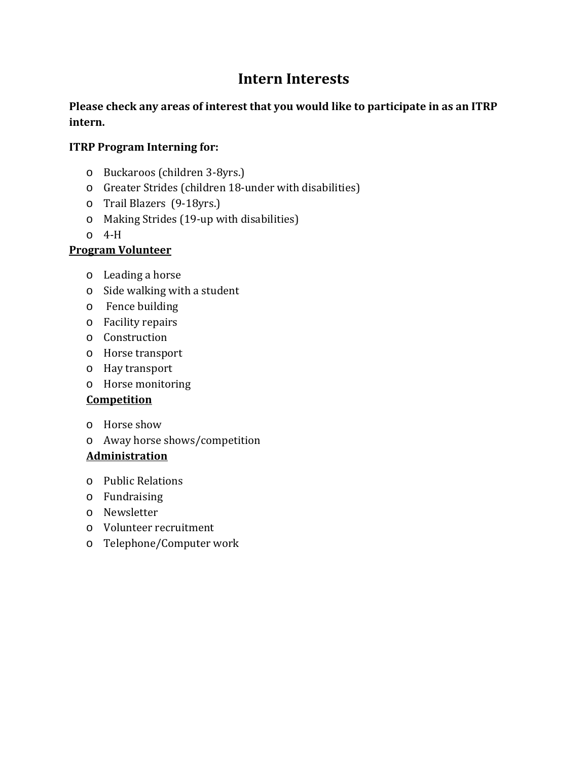# Intern Interests

**Please check any areas of interest that you would like to participate in as an ITRP intern.**

**ITRP Program Interning for:**

- Buckaroos (children 3-8yrs.)
- Greater Strides (children 18-under with disabilities)
- Trail Blazers (9-18yrs.)
- Making Strides (19-up with disabilities)
- 4-H

**<u>Program Volunteer</u>**

- Leading a horse
- Side walking with a student
- Fence building
- Facility repairs
- Construction
- Horse transport
- Hay transport
- Horse monitoring

**<u>Competition</u>**

- Horse show
- Away horse shows/competition

**<u>Administration</u>**

- Public Relations
- Fundraising
- Newsletter
- Volunteer recruitment
- Telephone/Computer work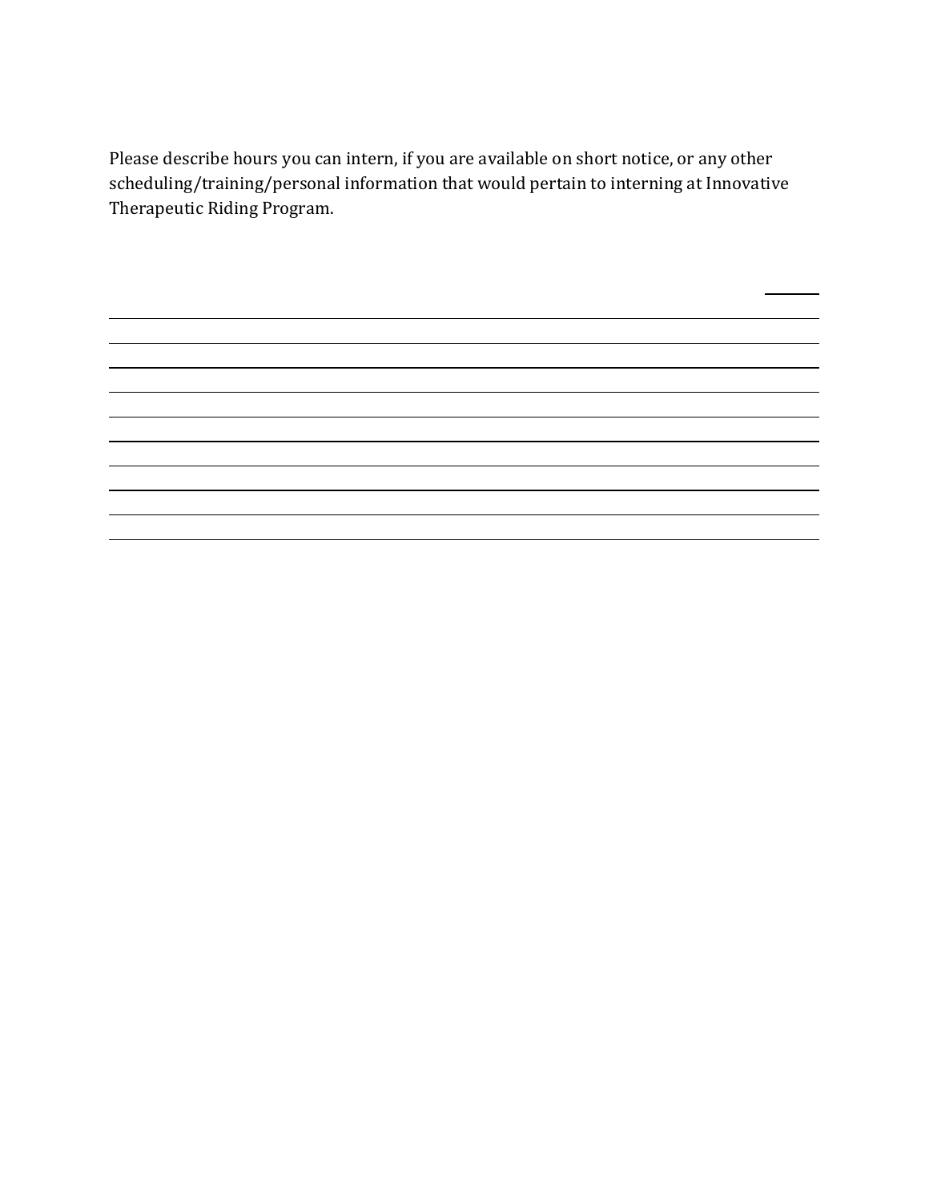Please describe hours you can intern, if you are available on short notice, or any other scheduling/training/personal information that would pertain to interning at Innovative Therapeutic Riding Program.

______________________________________________________________________________

______________________________________________________________________________

______________________________________________________________________________

______________________________________________________________________________

______________________________________________________________________________

______________________________________________________________________________

______________________________________________________________________________

______________________________________________________________________________

______________________________________________________________________________

______________________________________________________________________________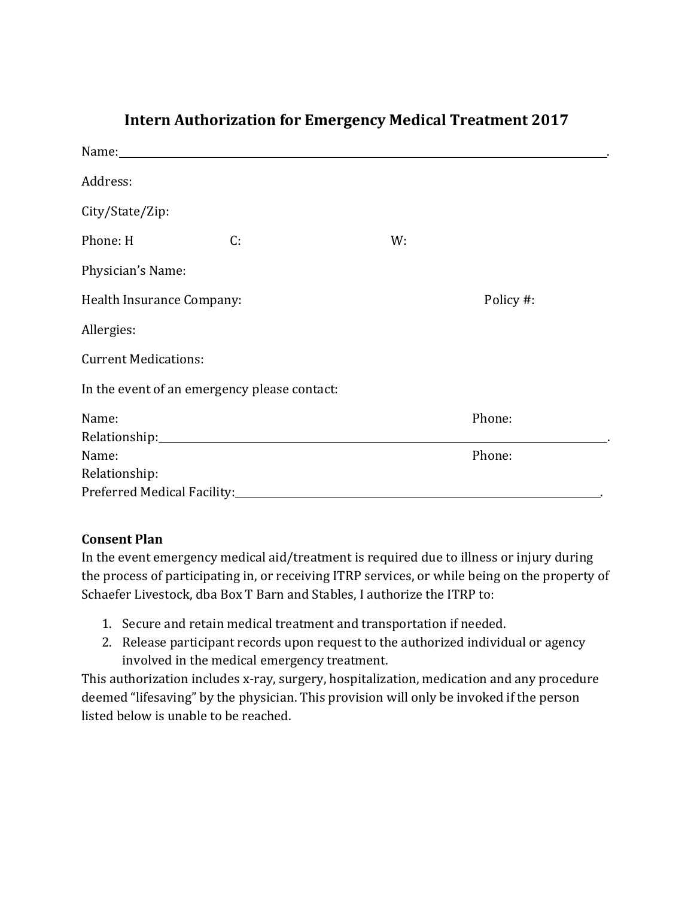## Intern Authorization for Emergency Medical Treatment 2017

Name:\_\_\_\_\_\_\_\_\_\_\_\_\_\_\_\_\_\_\_\_\_\_\_\_\_\_\_\_\_\_\_\_\_\_\_\_\_\_\_\_\_\_\_\_\_\_\_\_\_\_\_\_\_\_\_\_\_\_\_\_.

Address:

City/State/Zip:

Phone: H C: W:

Physician's Name:

Health Insurance Company: Policy #:

Allergies:

Current Medications:

In the event of an emergency please contact:

Name: Phone:
Relationship:\_\_\_\_\_\_\_\_\_\_\_\_\_\_\_\_\_\_\_\_\_\_\_\_\_\_\_\_\_\_\_\_\_\_\_\_\_\_\_\_\_\_\_\_\_\_\_\_\_\_\_\_\_\_\_\_\_\_.
Name: Phone:
Relationship:
Preferred Medical Facility:\_\_\_\_\_\_\_\_\_\_\_\_\_\_\_\_\_\_\_\_\_\_\_\_\_\_\_\_\_\_\_\_\_\_\_\_\_\_\_\_\_\_\_\_\_\_\_\_.

**Consent Plan**
In the event emergency medical aid/treatment is required due to illness or injury during the process of participating in, or receiving ITRP services, or while being on the property of Schaefer Livestock, dba Box T Barn and Stables, I authorize the ITRP to:

1. Secure and retain medical treatment and transportation if needed.
2. Release participant records upon request to the authorized individual or agency involved in the medical emergency treatment.

This authorization includes x-ray, surgery, hospitalization, medication and any procedure deemed "lifesaving" by the physician. This provision will only be invoked if the person listed below is unable to be reached.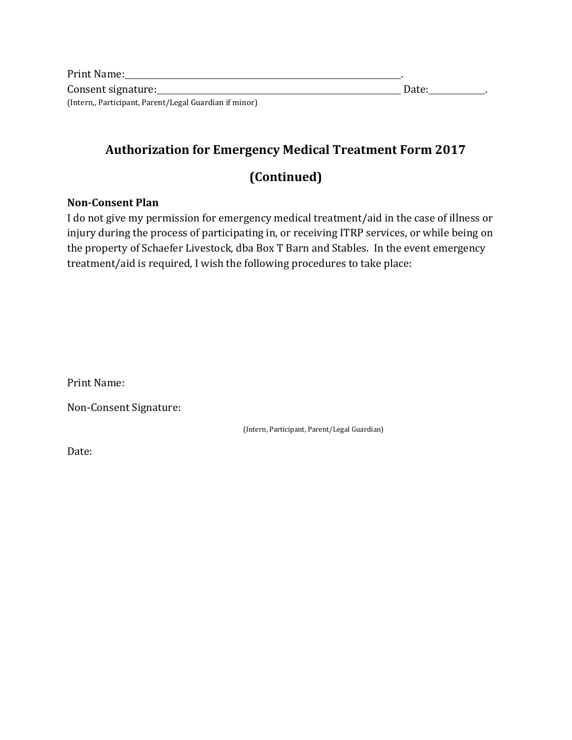Print Name:______________________________________________________.

Consent signature:______________________________________________ Date:___________.

(Intern,, Participant, Parent/Legal Guardian if minor)

## Authorization for Emergency Medical Treatment Form 2017

## (Continued)

**Non-Consent Plan**

I do not give my permission for emergency medical treatment/aid in the case of illness or injury during the process of participating in, or receiving ITRP services, or while being on the property of Schaefer Livestock, dba Box T Barn and Stables. In the event emergency treatment/aid is required, I wish the following procedures to take place:

Print Name:

Non-Consent Signature:

(Intern, Participant, Parent/Legal Guardian)

Date: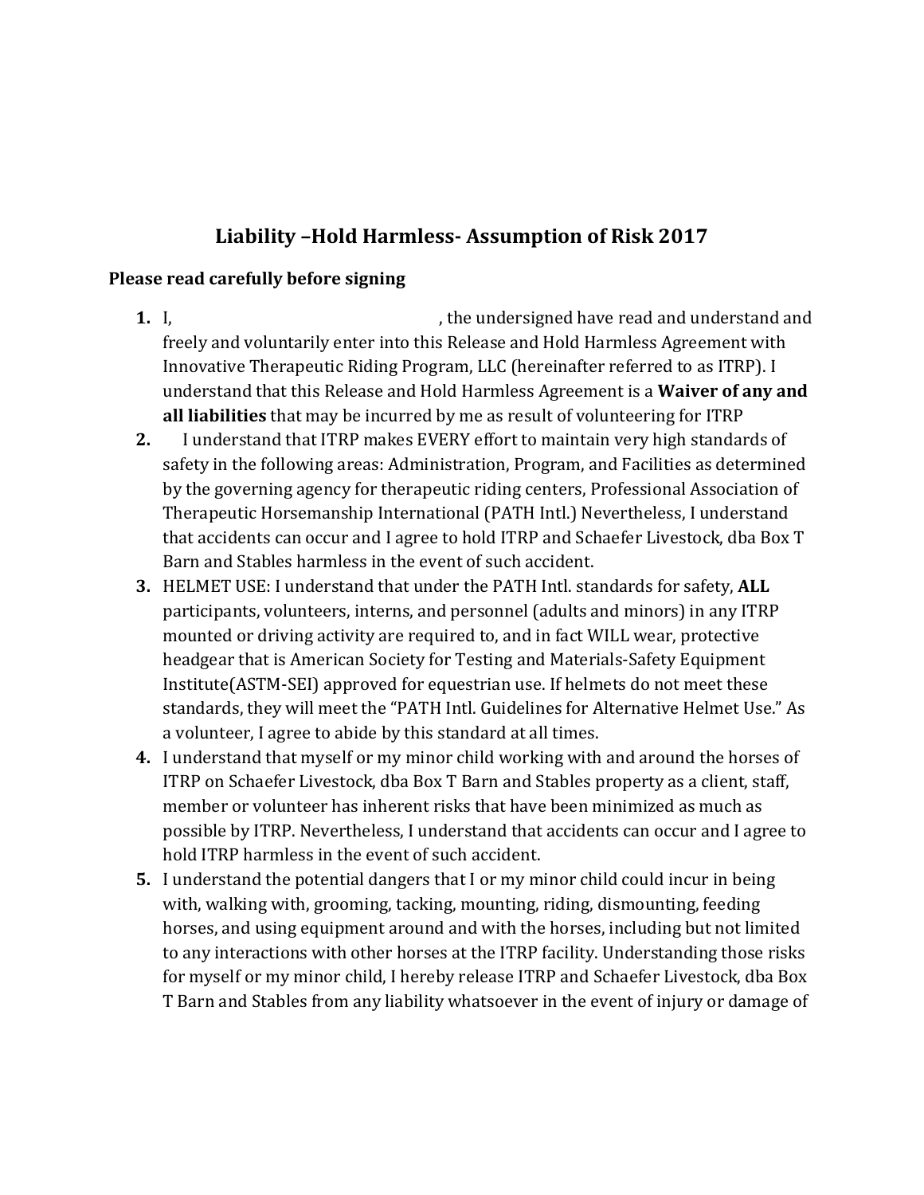## Liability –Hold Harmless- Assumption of Risk 2017

**Please read carefully before signing**

1. I, \_\_\_\_\_\_\_\_\_\_\_\_\_\_\_\_\_\_\_\_\_\_\_\_\_\_\_\_\_\_\_\_\_\_, the undersigned have read and understand and freely and voluntarily enter into this Release and Hold Harmless Agreement with Innovative Therapeutic Riding Program, LLC (hereinafter referred to as ITRP). I understand that this Release and Hold Harmless Agreement is a **Waiver of any and all liabilities** that may be incurred by me as result of volunteering for ITRP
2. I understand that ITRP makes EVERY effort to maintain very high standards of safety in the following areas: Administration, Program, and Facilities as determined by the governing agency for therapeutic riding centers, Professional Association of Therapeutic Horsemanship International (PATH Intl.) Nevertheless, I understand that accidents can occur and I agree to hold ITRP and Schaefer Livestock, dba Box T Barn and Stables harmless in the event of such accident.
3. HELMET USE: I understand that under the PATH Intl. standards for safety, **ALL** participants, volunteers, interns, and personnel (adults and minors) in any ITRP mounted or driving activity are required to, and in fact WILL wear, protective headgear that is American Society for Testing and Materials-Safety Equipment Institute(ASTM-SEI) approved for equestrian use. If helmets do not meet these standards, they will meet the "PATH Intl. Guidelines for Alternative Helmet Use." As a volunteer, I agree to abide by this standard at all times.
4. I understand that myself or my minor child working with and around the horses of ITRP on Schaefer Livestock, dba Box T Barn and Stables property as a client, staff, member or volunteer has inherent risks that have been minimized as much as possible by ITRP. Nevertheless, I understand that accidents can occur and I agree to hold ITRP harmless in the event of such accident.
5. I understand the potential dangers that I or my minor child could incur in being with, walking with, grooming, tacking, mounting, riding, dismounting, feeding horses, and using equipment around and with the horses, including but not limited to any interactions with other horses at the ITRP facility. Understanding those risks for myself or my minor child, I hereby release ITRP and Schaefer Livestock, dba Box T Barn and Stables from any liability whatsoever in the event of injury or damage of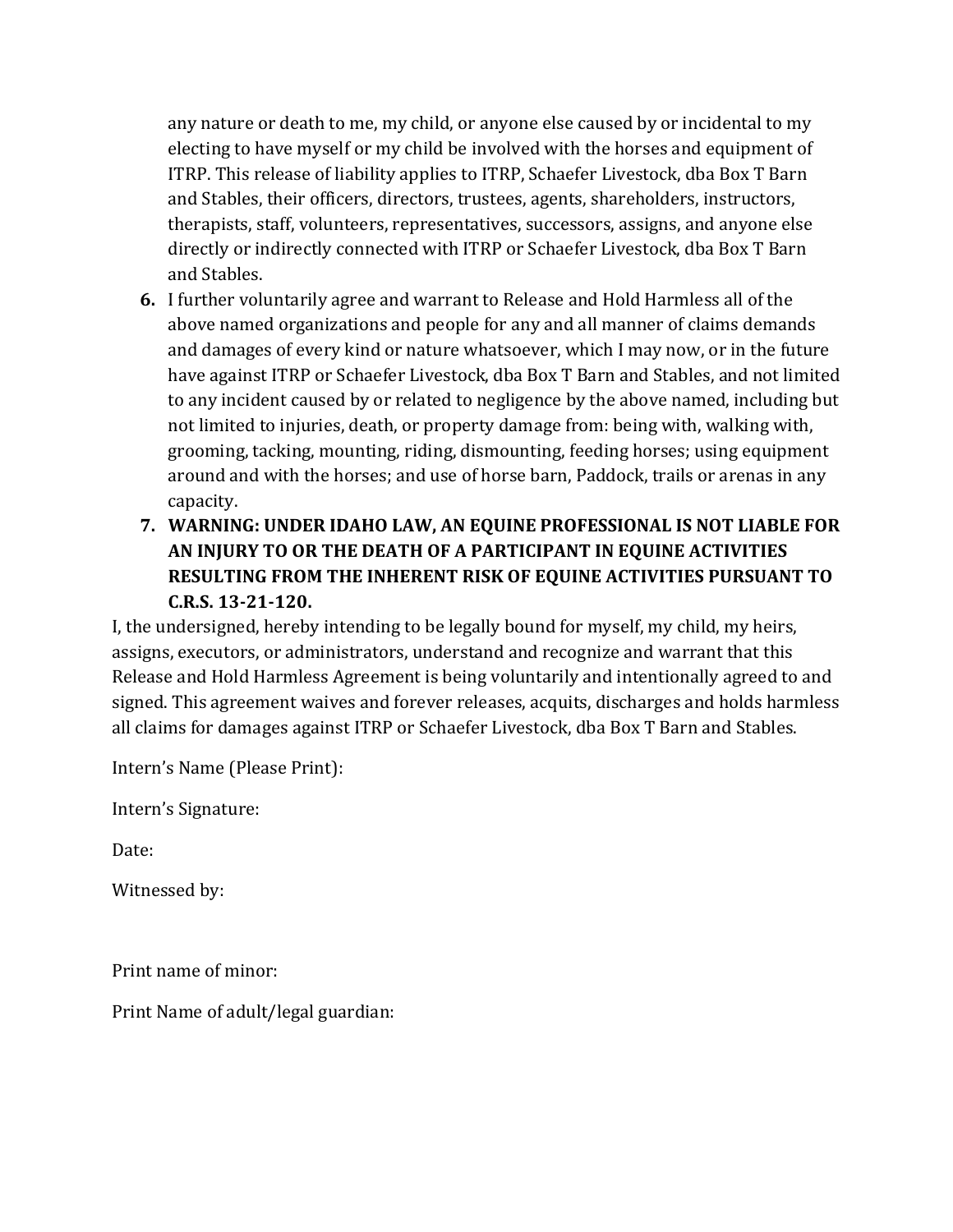any nature or death to me, my child, or anyone else caused by or incidental to my electing to have myself or my child be involved with the horses and equipment of ITRP. This release of liability applies to ITRP, Schaefer Livestock, dba Box T Barn and Stables, their officers, directors, trustees, agents, shareholders, instructors, therapists, staff, volunteers, representatives, successors, assigns, and anyone else directly or indirectly connected with ITRP or Schaefer Livestock, dba Box T Barn and Stables.

6. I further voluntarily agree and warrant to Release and Hold Harmless all of the above named organizations and people for any and all manner of claims demands and damages of every kind or nature whatsoever, which I may now, or in the future have against ITRP or Schaefer Livestock, dba Box T Barn and Stables, and not limited to any incident caused by or related to negligence by the above named, including but not limited to injuries, death, or property damage from: being with, walking with, grooming, tacking, mounting, riding, dismounting, feeding horses; using equipment around and with the horses; and use of horse barn, Paddock, trails or arenas in any capacity.
7. **WARNING: UNDER IDAHO LAW, AN EQUINE PROFESSIONAL IS NOT LIABLE FOR AN INJURY TO OR THE DEATH OF A PARTICIPANT IN EQUINE ACTIVITIES RESULTING FROM THE INHERENT RISK OF EQUINE ACTIVITIES PURSUANT TO C.R.S. 13-21-120.**

I, the undersigned, hereby intending to be legally bound for myself, my child, my heirs, assigns, executors, or administrators, understand and recognize and warrant that this Release and Hold Harmless Agreement is being voluntarily and intentionally agreed to and signed. This agreement waives and forever releases, acquits, discharges and holds harmless all claims for damages against ITRP or Schaefer Livestock, dba Box T Barn and Stables.

Intern's Name (Please Print):

Intern's Signature:

Date:

Witnessed by:

Print name of minor:

Print Name of adult/legal guardian: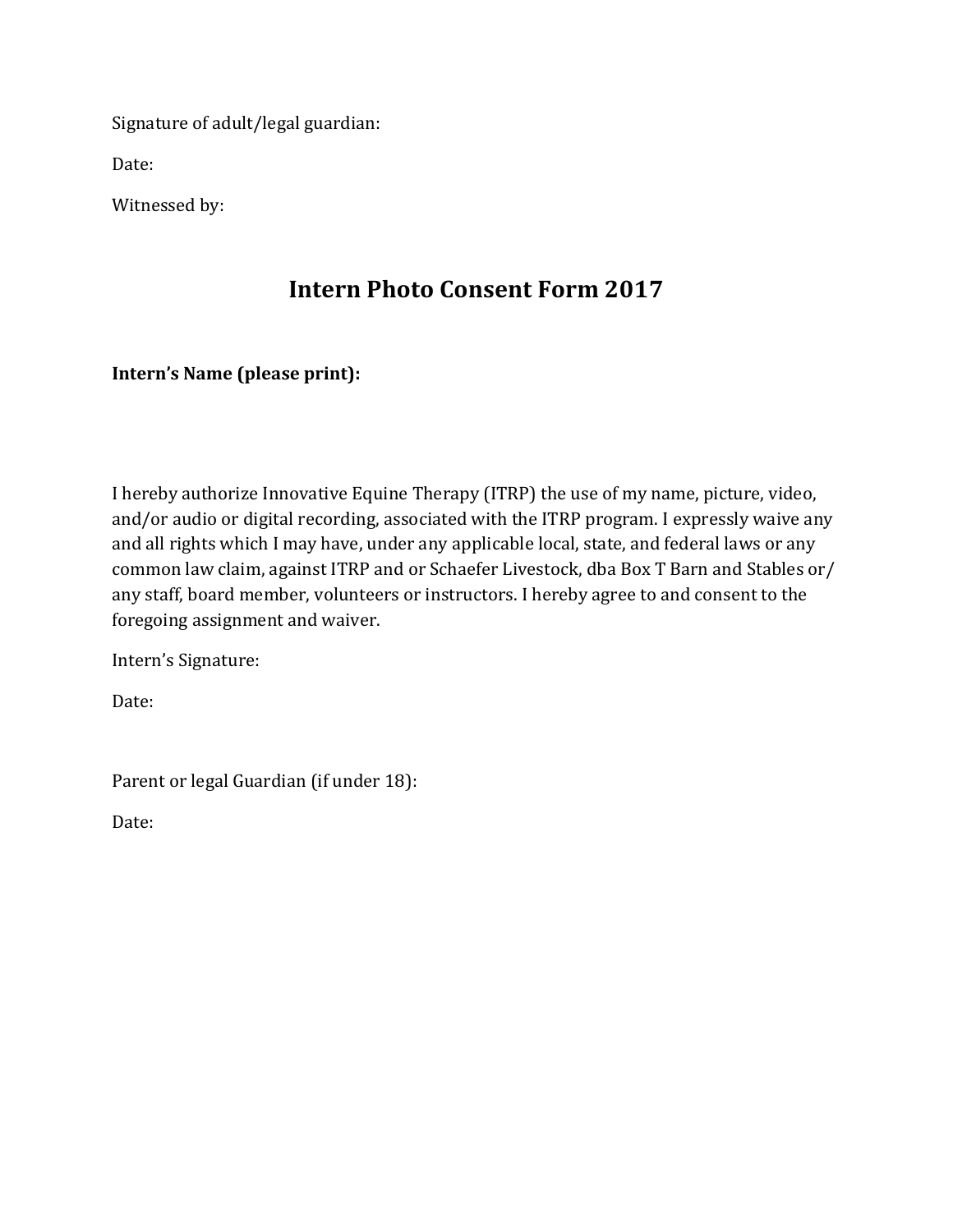Signature of adult/legal guardian:

Date:

Witnessed by:

# Intern Photo Consent Form 2017

**Intern's Name (please print):**

I hereby authorize Innovative Equine Therapy (ITRP) the use of my name, picture, video, and/or audio or digital recording, associated with the ITRP program. I expressly waive any and all rights which I may have, under any applicable local, state, and federal laws or any common law claim, against ITRP and or Schaefer Livestock, dba Box T Barn and Stables or/ any staff, board member, volunteers or instructors. I hereby agree to and consent to the foregoing assignment and waiver.

Intern's Signature:

Date:

Parent or legal Guardian (if under 18):

Date: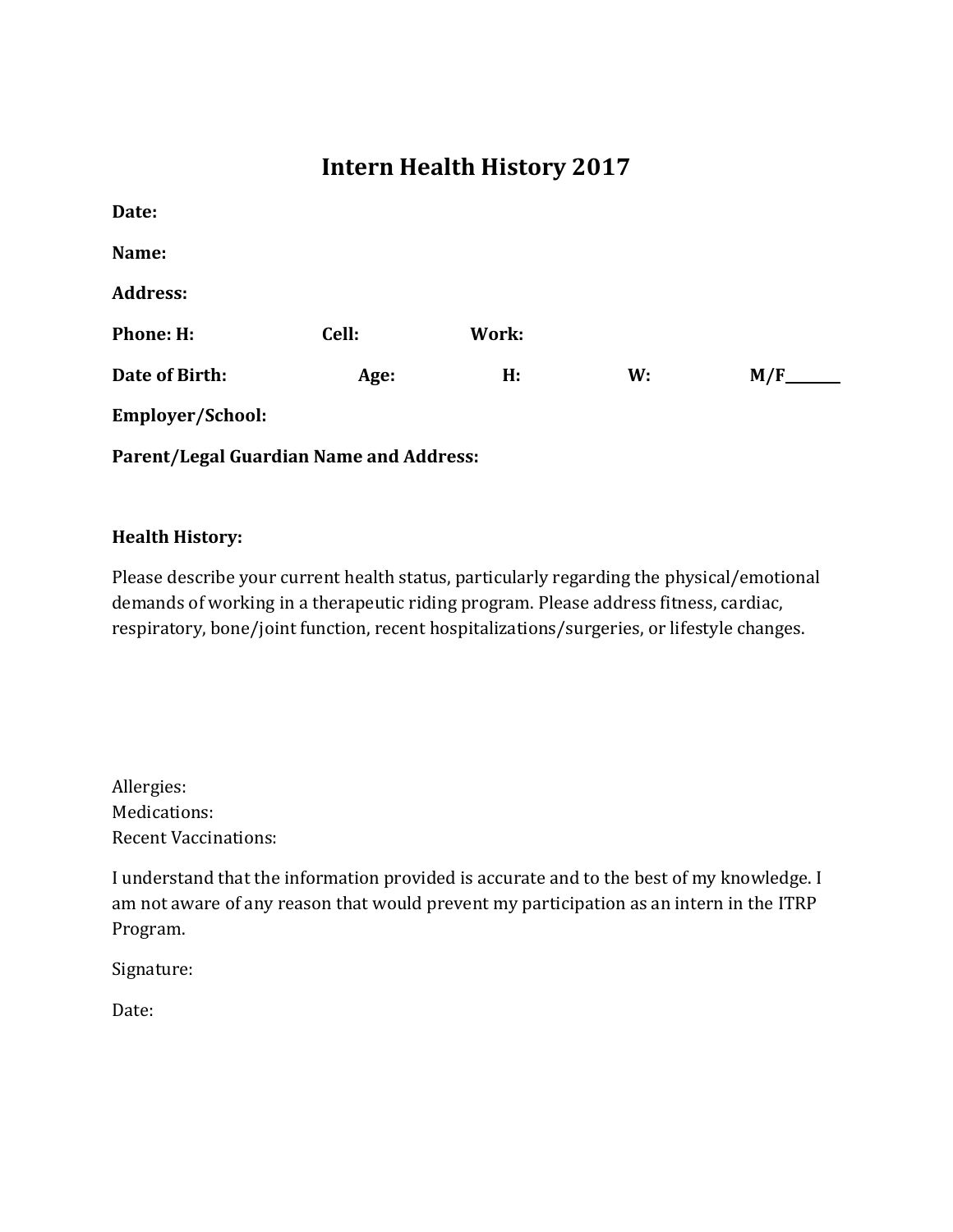# Intern Health History 2017

**Date:**

**Name:**

**Address:**

**Phone: H:** **Cell:** **Work:**

**Date of Birth:** **Age:** **H:** **W:** **M/F\_\_\_\_\_\_\_**

**Employer/School:**

**Parent/Legal Guardian Name and Address:**

**Health History:**

Please describe your current health status, particularly regarding the physical/emotional demands of working in a therapeutic riding program. Please address fitness, cardiac, respiratory, bone/joint function, recent hospitalizations/surgeries, or lifestyle changes.

Allergies:
Medications:
Recent Vaccinations:

I understand that the information provided is accurate and to the best of my knowledge. I am not aware of any reason that would prevent my participation as an intern in the ITRP Program.

Signature:

Date: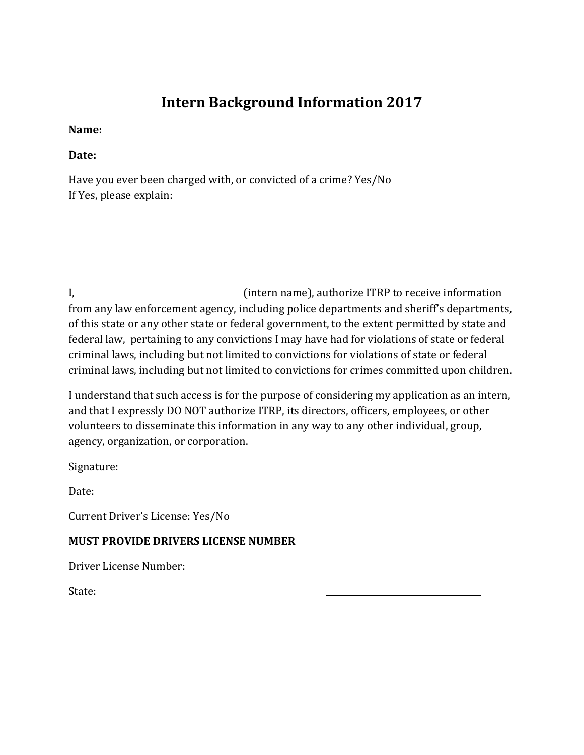# Intern Background Information 2017

**Name:**

**Date:**

Have you ever been charged with, or convicted of a crime? Yes/No
If Yes, please explain:

I, (intern name), authorize ITRP to receive information from any law enforcement agency, including police departments and sheriff's departments, of this state or any other state or federal government, to the extent permitted by state and federal law, pertaining to any convictions I may have had for violations of state or federal criminal laws, including but not limited to convictions for violations of state or federal criminal laws, including but not limited to convictions for crimes committed upon children.

I understand that such access is for the purpose of considering my application as an intern, and that I expressly DO NOT authorize ITRP, its directors, officers, employees, or other volunteers to disseminate this information in any way to any other individual, group, agency, organization, or corporation.

Signature:

Date:

Current Driver's License: Yes/No

**MUST PROVIDE DRIVERS LICENSE NUMBER**

Driver License Number:

State: ______________________________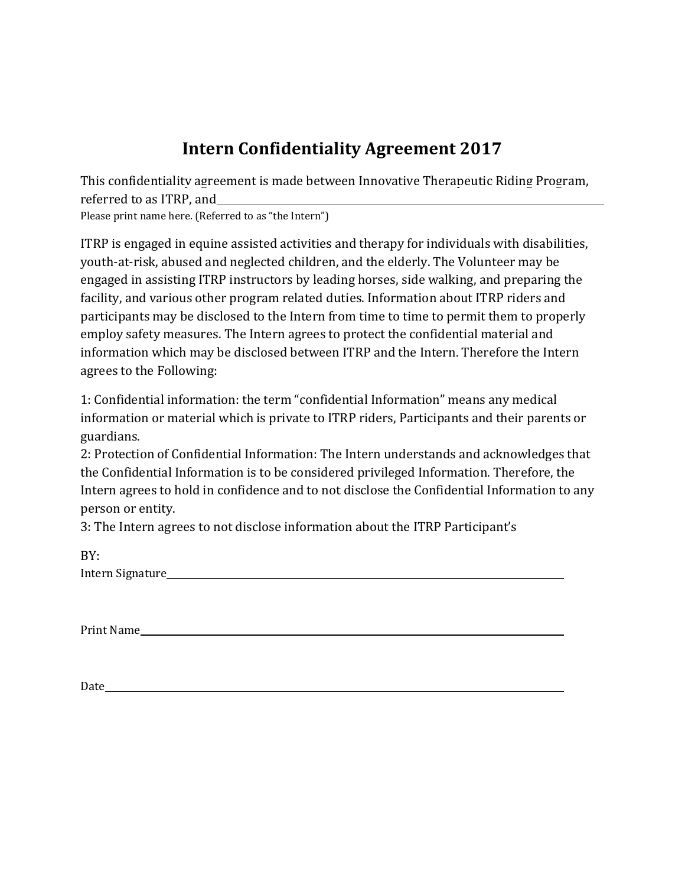# Intern Confidentiality Agreement 2017

This confidentiality agreement is made between Innovative Therapeutic Riding Program, referred to as ITRP, and ______________________________________________

Please print name here. (Referred to as "the Intern")

ITRP is engaged in equine assisted activities and therapy for individuals with disabilities, youth-at-risk, abused and neglected children, and the elderly. The Volunteer may be engaged in assisting ITRP instructors by leading horses, side walking, and preparing the facility, and various other program related duties. Information about ITRP riders and participants may be disclosed to the Intern from time to time to permit them to properly employ safety measures. The Intern agrees to protect the confidential material and information which may be disclosed between ITRP and the Intern. Therefore the Intern agrees to the Following:

1: Confidential information: the term "confidential Information" means any medical information or material which is private to ITRP riders, Participants and their parents or guardians.
2: Protection of Confidential Information: The Intern understands and acknowledges that the Confidential Information is to be considered privileged Information. Therefore, the Intern agrees to hold in confidence and to not disclose the Confidential Information to any person or entity.
3: The Intern agrees to not disclose information about the ITRP Participant's

BY:
Intern Signature______________________________________________

Print Name______________________________________________

Date______________________________________________